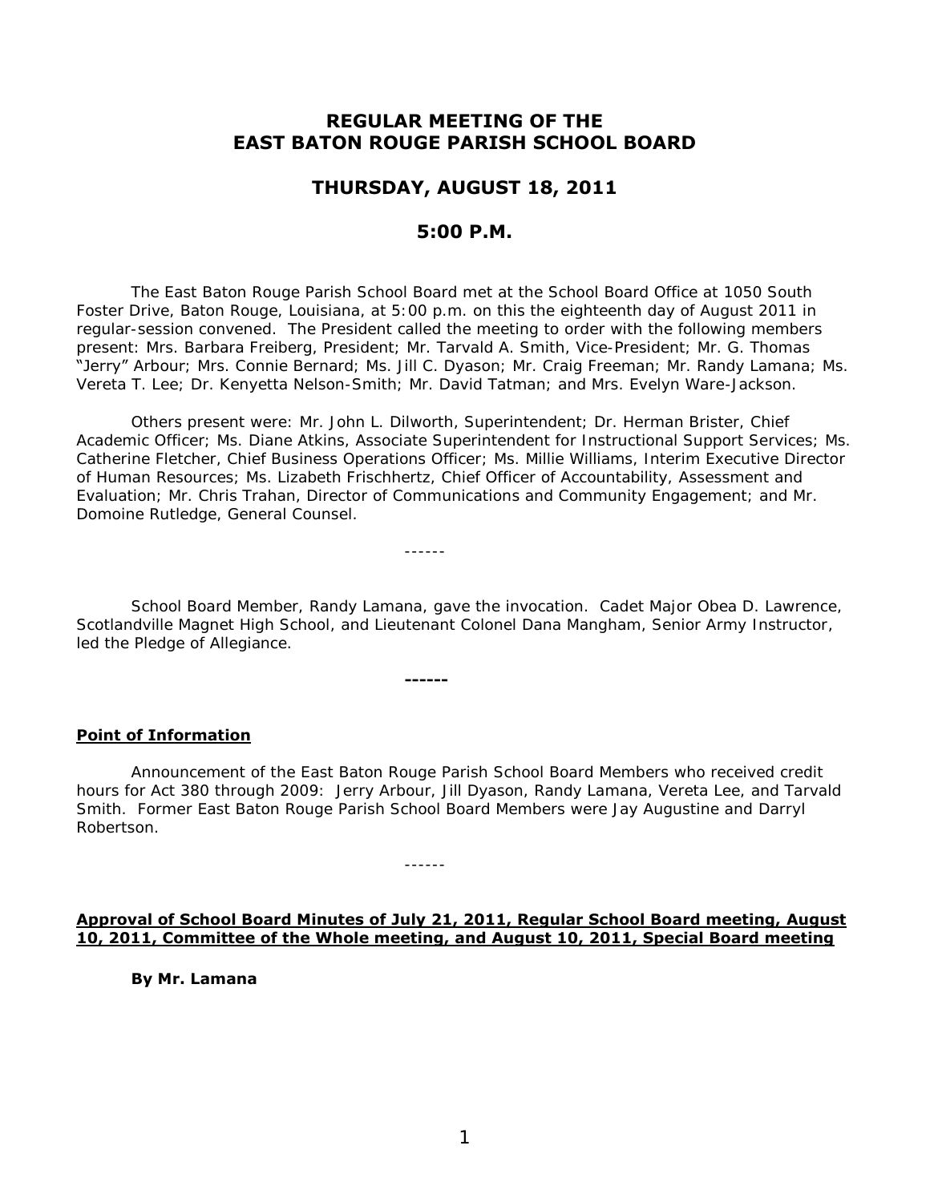# REGULAR MEETING OF THE EAST BATON ROUGE PARISH SCHOOL BOARD

## THURSDAY, AUGUST 18, 2011

## 5:00 P.M.

The East Baton Rouge Parish School Board met at the School Board Office at 1050 South Foster Drive, Baton Rouge, Louisiana, at 5:00 p.m. on this the eighteenth day of August 2011 in regular-session convened. The President called the meeting to order with the following members present: Mrs. Barbara Freiberg, President; Mr. Tarvald A. Smith, Vice-President; Mr. G. Thomas "Jerry" Arbour; Mrs. Connie Bernard; Ms. Jill C. Dyason; Mr. Craig Freeman; Mr. Randy Lamana; Ms. Vereta T. Lee; Dr. Kenyetta Nelson-Smith; Mr. David Tatman; and Mrs. Evelyn Ware-Jackson.

Others present were: Mr. John L. Dilworth, Superintendent; Dr. Herman Brister, Chief Academic Officer; Ms. Diane Atkins, Associate Superintendent for Instructional Support Services; Ms. Catherine Fletcher, Chief Business Operations Officer; Ms. Millie Williams, Interim Executive Director of Human Resources; Ms. Lizabeth Frischhertz, Chief Officer of Accountability, Assessment and Evaluation; Mr. Chris Trahan, Director of Communications and Community Engagement; and Mr. Domoine Rutledge, General Counsel.

------

School Board Member, Randy Lamana, gave the invocation. Cadet Major Obea D. Lawrence, Scotlandville Magnet High School, and Lieutenant Colonel Dana Mangham, Senior Army Instructor, led the Pledge of Allegiance.

**------**

**Point of Information**

Announcement of the East Baton Rouge Parish School Board Members who received credit hours for Act 380 through 2009: Jerry Arbour, Jill Dyason, Randy Lamana, Vereta Lee, and Tarvald Smith. Former East Baton Rouge Parish School Board Members were Jay Augustine and Darryl Robertson.

------

**Approval of School Board Minutes of July 21, 2011, Regular School Board meeting, August 10, 2011, Committee of the Whole meeting, and August 10, 2011, Special Board meeting**

**By Mr. Lamana**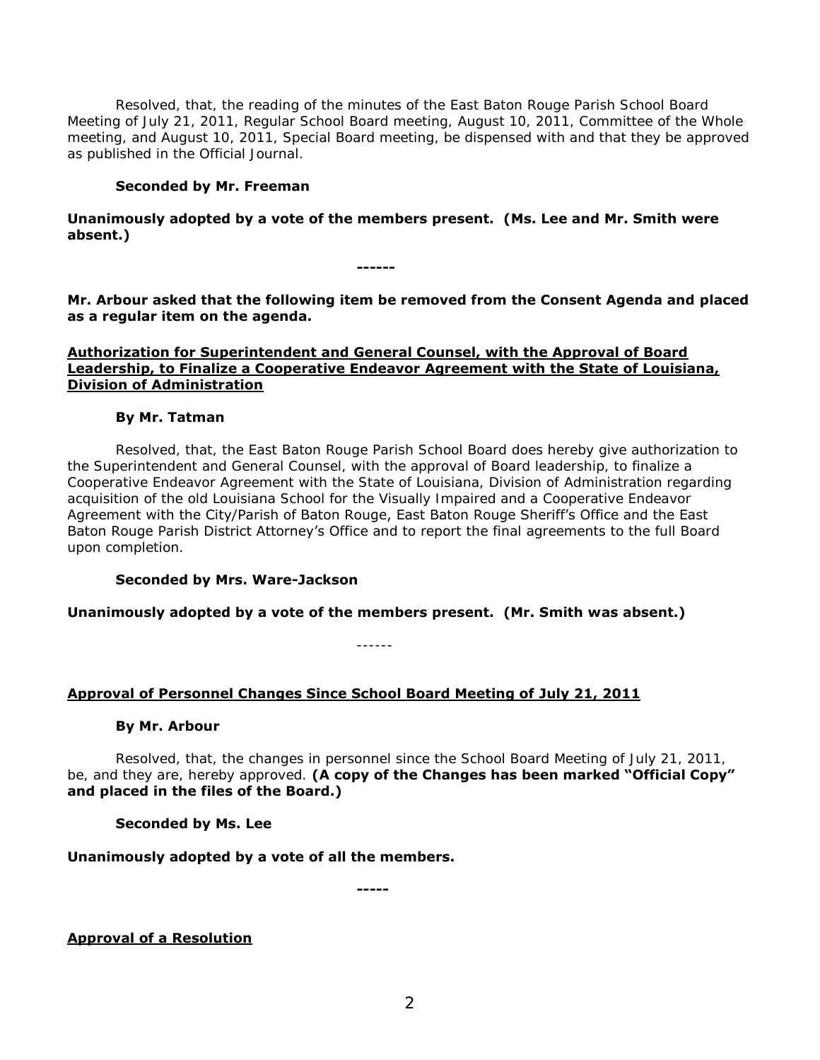Resolved, that, the reading of the minutes of the East Baton Rouge Parish School Board Meeting of July 21, 2011, Regular School Board meeting, August 10, 2011, Committee of the Whole meeting, and August 10, 2011, Special Board meeting, be dispensed with and that they be approved as published in the Official Journal.

**Seconded by Mr. Freeman**

**Unanimously adopted by a vote of the members present. (Ms. Lee and Mr. Smith were absent.)**

**------**

**Mr. Arbour asked that the following item be removed from the Consent Agenda and placed as a regular item on the agenda.**

**<u>Authorization for Superintendent and General Counsel, with the Approval of Board Leadership, to Finalize a Cooperative Endeavor Agreement with the State of Louisiana, Division of Administration</u>**

**By Mr. Tatman**

Resolved, that, the East Baton Rouge Parish School Board does hereby give authorization to the Superintendent and General Counsel, with the approval of Board leadership, to finalize a Cooperative Endeavor Agreement with the State of Louisiana, Division of Administration regarding acquisition of the old Louisiana School for the Visually Impaired and a Cooperative Endeavor Agreement with the City/Parish of Baton Rouge, East Baton Rouge Sheriff's Office and the East Baton Rouge Parish District Attorney's Office and to report the final agreements to the full Board upon completion.

**Seconded by Mrs. Ware-Jackson**

**Unanimously adopted by a vote of the members present. (Mr. Smith was absent.)**

------

**<u>Approval of Personnel Changes Since School Board Meeting of July 21, 2011</u>**

**By Mr. Arbour**

Resolved, that, the changes in personnel since the School Board Meeting of July 21, 2011, be, and they are, hereby approved. **(A copy of the Changes has been marked "Official Copy" and placed in the files of the Board.)**

**Seconded by Ms. Lee**

**Unanimously adopted by a vote of all the members.**

**-----**

**<u>Approval of a Resolution</u>**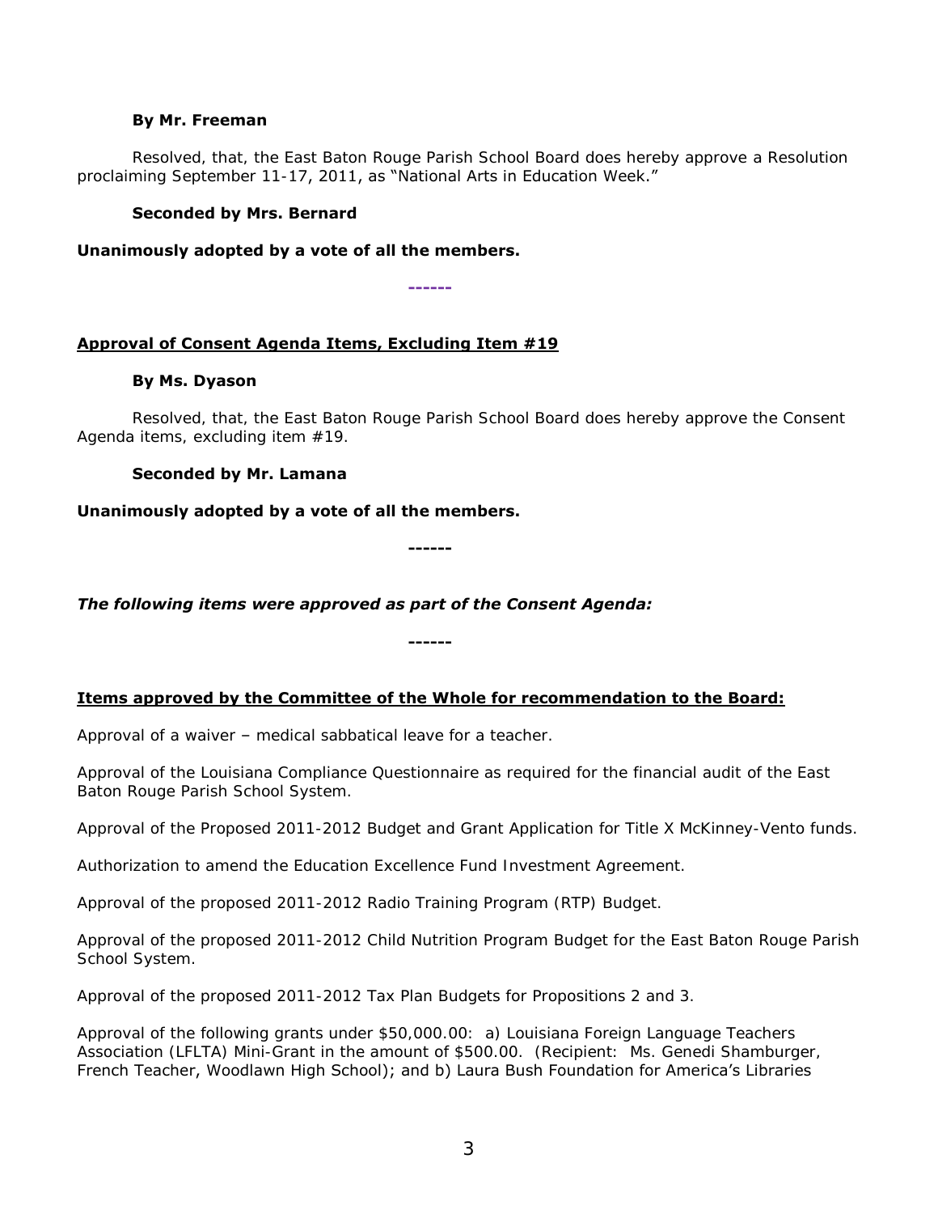**By Mr. Freeman**

Resolved, that, the East Baton Rouge Parish School Board does hereby approve a Resolution proclaiming September 11-17, 2011, as "National Arts in Education Week."

**Seconded by Mrs. Bernard**

**Unanimously adopted by a vote of all the members.**

**------**

**Approval of Consent Agenda Items, Excluding Item #19**

**By Ms. Dyason**

Resolved, that, the East Baton Rouge Parish School Board does hereby approve the Consent Agenda items, excluding item #19.

**Seconded by Mr. Lamana**

**Unanimously adopted by a vote of all the members.**

**------**

***The following items were approved as part of the Consent Agenda:***

**------**

**Items approved by the Committee of the Whole for recommendation to the Board:**

Approval of a waiver – medical sabbatical leave for a teacher.

Approval of the Louisiana Compliance Questionnaire as required for the financial audit of the East Baton Rouge Parish School System.

Approval of the Proposed 2011-2012 Budget and Grant Application for Title X McKinney-Vento funds.

Authorization to amend the Education Excellence Fund Investment Agreement.

Approval of the proposed 2011-2012 Radio Training Program (RTP) Budget.

Approval of the proposed 2011-2012 Child Nutrition Program Budget for the East Baton Rouge Parish School System.

Approval of the proposed 2011-2012 Tax Plan Budgets for Propositions 2 and 3.

Approval of the following grants under $50,000.00: a) Louisiana Foreign Language Teachers Association (LFLTA) Mini-Grant in the amount of $500.00. (Recipient: Ms. Genedi Shamburger, French Teacher, Woodlawn High School); and b) Laura Bush Foundation for America's Libraries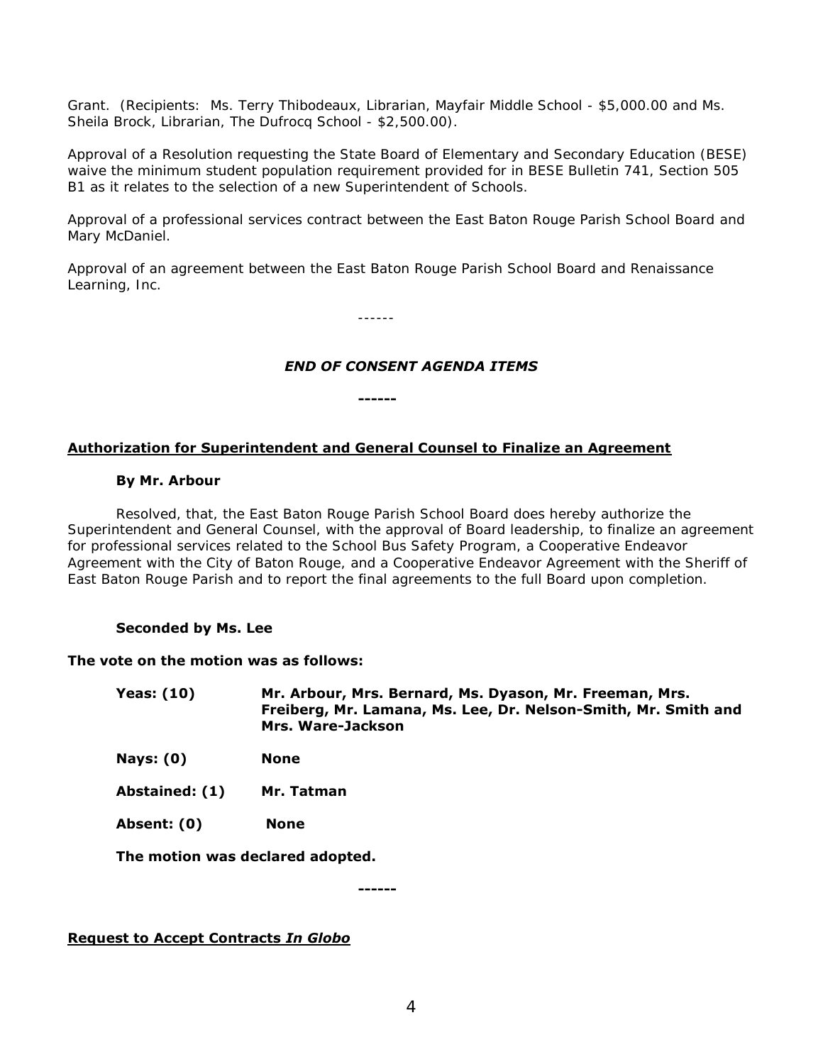Grant. (Recipients: Ms. Terry Thibodeaux, Librarian, Mayfair Middle School - $5,000.00 and Ms. Sheila Brock, Librarian, The Dufrocq School - $2,500.00).

Approval of a Resolution requesting the State Board of Elementary and Secondary Education (BESE) waive the minimum student population requirement provided for in BESE Bulletin 741, Section 505 B1 as it relates to the selection of a new Superintendent of Schools.

Approval of a professional services contract between the East Baton Rouge Parish School Board and Mary McDaniel.

Approval of an agreement between the East Baton Rouge Parish School Board and Renaissance Learning, Inc.

------

***END OF CONSENT AGENDA ITEMS***

**------**

**Authorization for Superintendent and General Counsel to Finalize an Agreement**

**By Mr. Arbour**

Resolved, that, the East Baton Rouge Parish School Board does hereby authorize the Superintendent and General Counsel, with the approval of Board leadership, to finalize an agreement for professional services related to the School Bus Safety Program, a Cooperative Endeavor Agreement with the City of Baton Rouge, and a Cooperative Endeavor Agreement with the Sheriff of East Baton Rouge Parish and to report the final agreements to the full Board upon completion.

**Seconded by Ms. Lee**

**The vote on the motion was as follows:**

**Yeas: (10)** **Mr. Arbour, Mrs. Bernard, Ms. Dyason, Mr. Freeman, Mrs. Freiberg, Mr. Lamana, Ms. Lee, Dr. Nelson-Smith, Mr. Smith and Mrs. Ware-Jackson**

**Nays: (0)** **None**

**Abstained: (1)** **Mr. Tatman**

**Absent: (0)** **None**

**The motion was declared adopted.**

**------**

**Request to Accept Contracts *In Globo***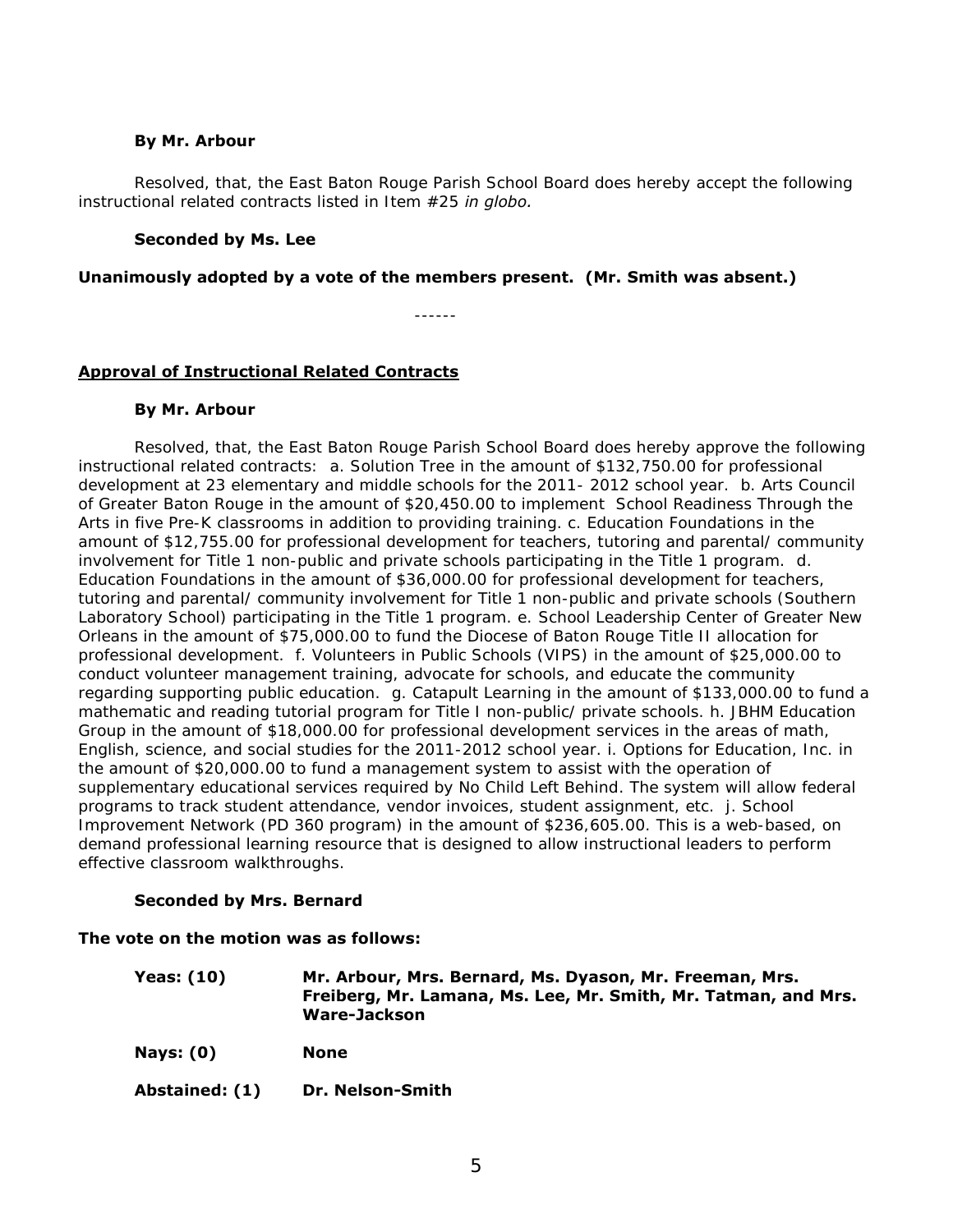**By Mr. Arbour**

Resolved, that, the East Baton Rouge Parish School Board does hereby accept the following instructional related contracts listed in Item #25 *in globo.*

**Seconded by Ms. Lee**

**Unanimously adopted by a vote of the members present. (Mr. Smith was absent.)**

------

**Approval of Instructional Related Contracts**

**By Mr. Arbour**

Resolved, that, the East Baton Rouge Parish School Board does hereby approve the following instructional related contracts: a. Solution Tree in the amount of $132,750.00 for professional development at 23 elementary and middle schools for the 2011- 2012 school year. b. Arts Council of Greater Baton Rouge in the amount of $20,450.00 to implement School Readiness Through the Arts in five Pre-K classrooms in addition to providing training. c. Education Foundations in the amount of $12,755.00 for professional development for teachers, tutoring and parental/ community involvement for Title 1 non-public and private schools participating in the Title 1 program. d. Education Foundations in the amount of $36,000.00 for professional development for teachers, tutoring and parental/ community involvement for Title 1 non-public and private schools (Southern Laboratory School) participating in the Title 1 program. e. School Leadership Center of Greater New Orleans in the amount of $75,000.00 to fund the Diocese of Baton Rouge Title II allocation for professional development. f. Volunteers in Public Schools (VIPS) in the amount of $25,000.00 to conduct volunteer management training, advocate for schools, and educate the community regarding supporting public education. g. Catapult Learning in the amount of $133,000.00 to fund a mathematic and reading tutorial program for Title I non-public/ private schools. h. JBHM Education Group in the amount of $18,000.00 for professional development services in the areas of math, English, science, and social studies for the 2011-2012 school year. i. Options for Education, Inc. in the amount of $20,000.00 to fund a management system to assist with the operation of supplementary educational services required by No Child Left Behind. The system will allow federal programs to track student attendance, vendor invoices, student assignment, etc. j. School Improvement Network (PD 360 program) in the amount of $236,605.00. This is a web-based, on demand professional learning resource that is designed to allow instructional leaders to perform effective classroom walkthroughs.

**Seconded by Mrs. Bernard**

**The vote on the motion was as follows:**

| | |
|---|---|
| **Yeas: (10)** | **Mr. Arbour, Mrs. Bernard, Ms. Dyason, Mr. Freeman, Mrs. Freiberg, Mr. Lamana, Ms. Lee, Mr. Smith, Mr. Tatman, and Mrs. Ware-Jackson** |
| **Nays: (0)** | **None** |
| **Abstained: (1)** | **Dr. Nelson-Smith** |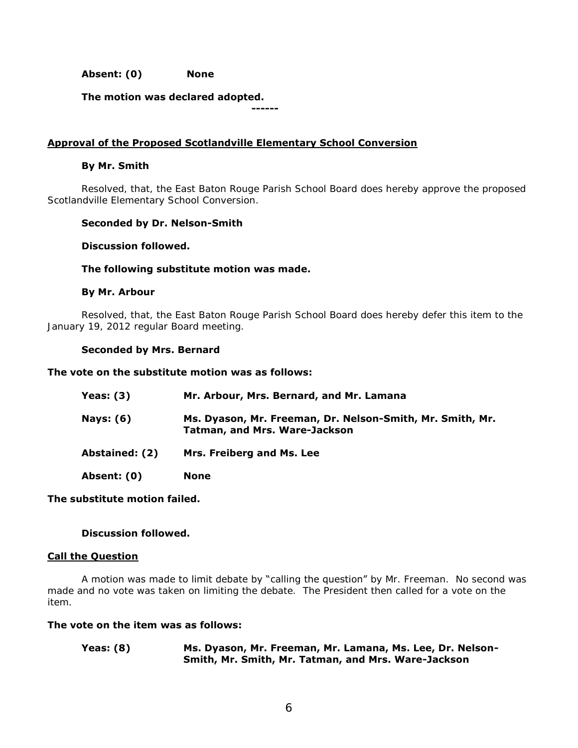**Absent: (0) None**

**The motion was declared adopted.**

------

## Approval of the Proposed Scotlandville Elementary School Conversion

**By Mr. Smith**

Resolved, that, the East Baton Rouge Parish School Board does hereby approve the proposed Scotlandville Elementary School Conversion.

**Seconded by Dr. Nelson-Smith**

**Discussion followed.**

**The following substitute motion was made.**

**By Mr. Arbour**

Resolved, that, the East Baton Rouge Parish School Board does hereby defer this item to the January 19, 2012 regular Board meeting.

**Seconded by Mrs. Bernard**

**The vote on the substitute motion was as follows:**

**Yeas: (3)** **Mr. Arbour, Mrs. Bernard, and Mr. Lamana**

**Nays: (6)** **Ms. Dyason, Mr. Freeman, Dr. Nelson-Smith, Mr. Smith, Mr. Tatman, and Mrs. Ware-Jackson**

**Abstained: (2)** **Mrs. Freiberg and Ms. Lee**

**Absent: (0)** **None**

**The substitute motion failed.**

**Discussion followed.**

## Call the Question

A motion was made to limit debate by "calling the question" by Mr. Freeman. No second was made and no vote was taken on limiting the debate. The President then called for a vote on the item.

**The vote on the item was as follows:**

**Yeas: (8)** **Ms. Dyason, Mr. Freeman, Mr. Lamana, Ms. Lee, Dr. Nelson-Smith, Mr. Smith, Mr. Tatman, and Mrs. Ware-Jackson**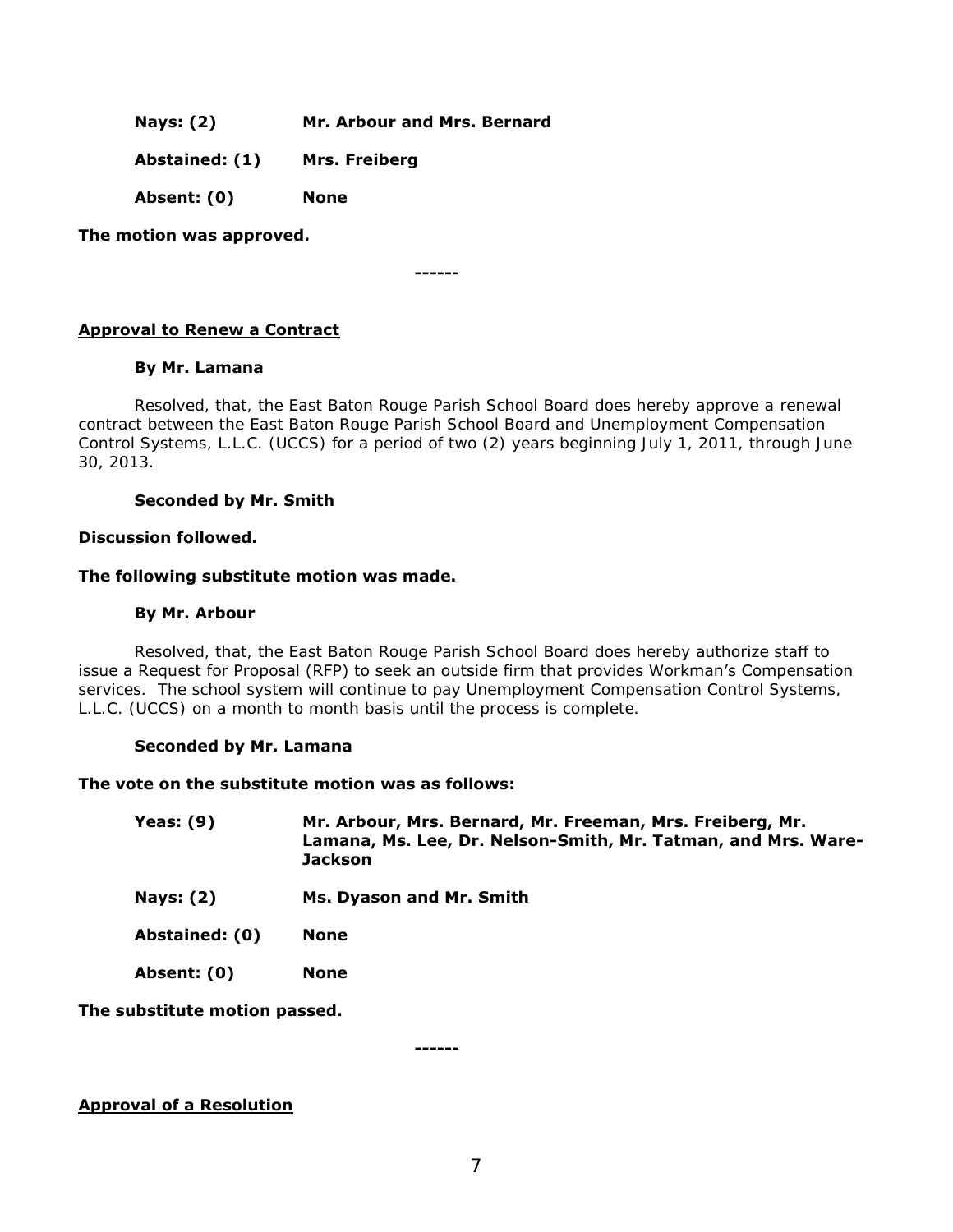**Nays: (2)** **Mr. Arbour and Mrs. Bernard**

**Abstained: (1)** **Mrs. Freiberg**

**Absent: (0)** **None**

**The motion was approved.**

------

**Approval to Renew a Contract**

**By Mr. Lamana**

*Resolved, that, the East Baton Rouge Parish School Board does hereby approve a renewal contract between the East Baton Rouge Parish School Board and Unemployment Compensation Control Systems, L.L.C. (UCCS) for a period of two (2) years beginning July 1, 2011, through June 30, 2013.*

**Seconded by Mr. Smith**

**Discussion followed.**

**The following substitute motion was made.**

**By Mr. Arbour**

*Resolved, that, the East Baton Rouge Parish School Board does hereby authorize staff to issue a Request for Proposal (RFP) to seek an outside firm that provides Workman's Compensation services. The school system will continue to pay Unemployment Compensation Control Systems, L.L.C. (UCCS) on a month to month basis until the process is complete.*

**Seconded by Mr. Lamana**

**The vote on the substitute motion was as follows:**

**Yeas: (9)** **Mr. Arbour, Mrs. Bernard, Mr. Freeman, Mrs. Freiberg, Mr. Lamana, Ms. Lee, Dr. Nelson-Smith, Mr. Tatman, and Mrs. Ware-Jackson**

**Nays: (2)** **Ms. Dyason and Mr. Smith**

**Abstained: (0)** **None**

**Absent: (0)** **None**

**The substitute motion passed.**

------

**Approval of a Resolution**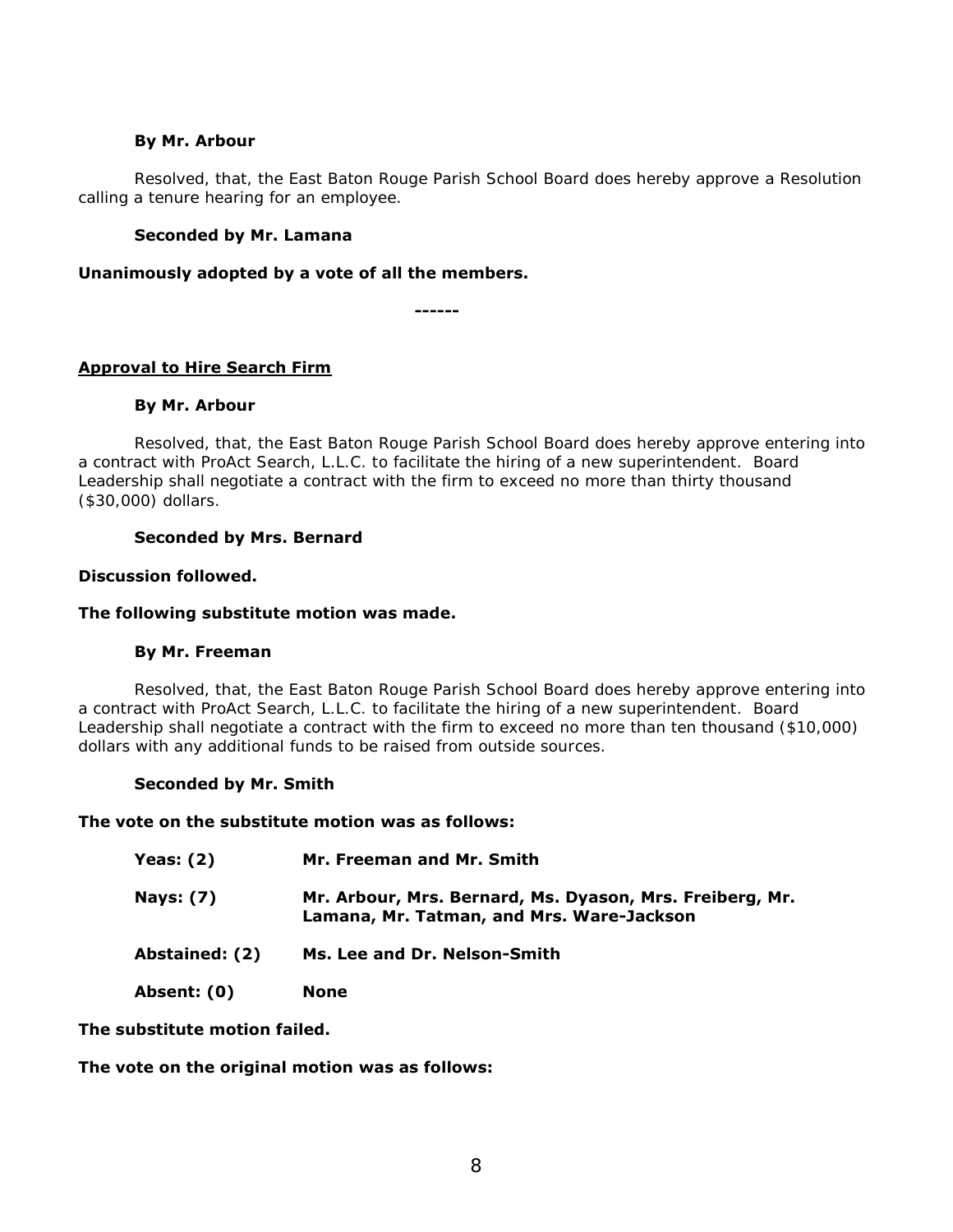**By Mr. Arbour**

Resolved, that, the East Baton Rouge Parish School Board does hereby approve a Resolution calling a tenure hearing for an employee.

**Seconded by Mr. Lamana**

**Unanimously adopted by a vote of all the members.**

**------**

**Approval to Hire Search Firm**

**By Mr. Arbour**

Resolved, that, the East Baton Rouge Parish School Board does hereby approve entering into a contract with ProAct Search, L.L.C. to facilitate the hiring of a new superintendent. Board Leadership shall negotiate a contract with the firm to exceed no more than thirty thousand ($30,000) dollars.

**Seconded by Mrs. Bernard**

**Discussion followed.**

**The following substitute motion was made.**

**By Mr. Freeman**

Resolved, that, the East Baton Rouge Parish School Board does hereby approve entering into a contract with ProAct Search, L.L.C. to facilitate the hiring of a new superintendent. Board Leadership shall negotiate a contract with the firm to exceed no more than ten thousand ($10,000) dollars with any additional funds to be raised from outside sources.

**Seconded by Mr. Smith**

**The vote on the substitute motion was as follows:**

| | |
|---|---|
| **Yeas: (2)** | **Mr. Freeman and Mr. Smith** |
| **Nays: (7)** | **Mr. Arbour, Mrs. Bernard, Ms. Dyason, Mrs. Freiberg, Mr. Lamana, Mr. Tatman, and Mrs. Ware-Jackson** |
| **Abstained: (2)** | **Ms. Lee and Dr. Nelson-Smith** |
| **Absent: (0)** | **None** |

**The substitute motion failed.**

**The vote on the original motion was as follows:**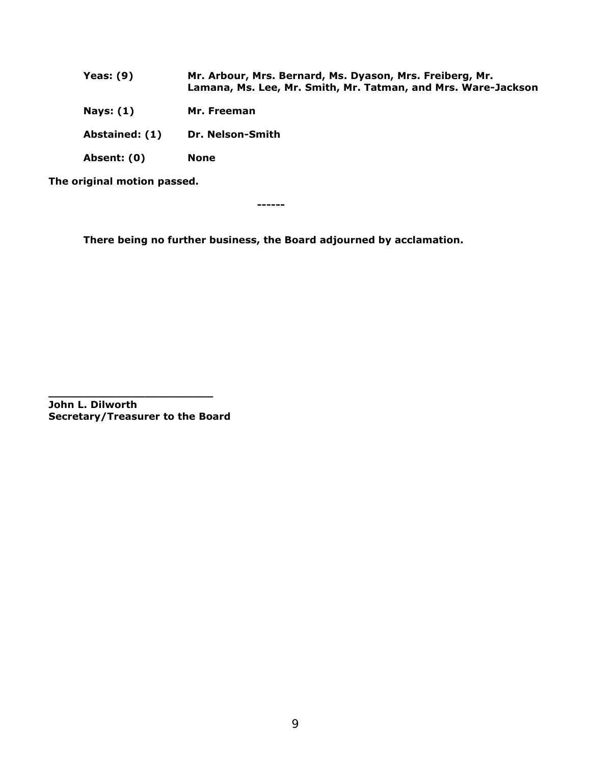**Yeas: (9)** **Mr. Arbour, Mrs. Bernard, Ms. Dyason, Mrs. Freiberg, Mr. Lamana, Ms. Lee, Mr. Smith, Mr. Tatman, and Mrs. Ware-Jackson**

**Nays: (1)** **Mr. Freeman**

**Abstained: (1)** **Dr. Nelson-Smith**

**Absent: (0)** **None**

**The original motion passed.**

**------**

**There being no further business, the Board adjourned by acclamation.**

\_\_\_\_\_\_\_\_\_\_\_\_\_\_\_\_\_\_\_\_\_\_\_\_

**John L. Dilworth**
**Secretary/Treasurer to the Board**